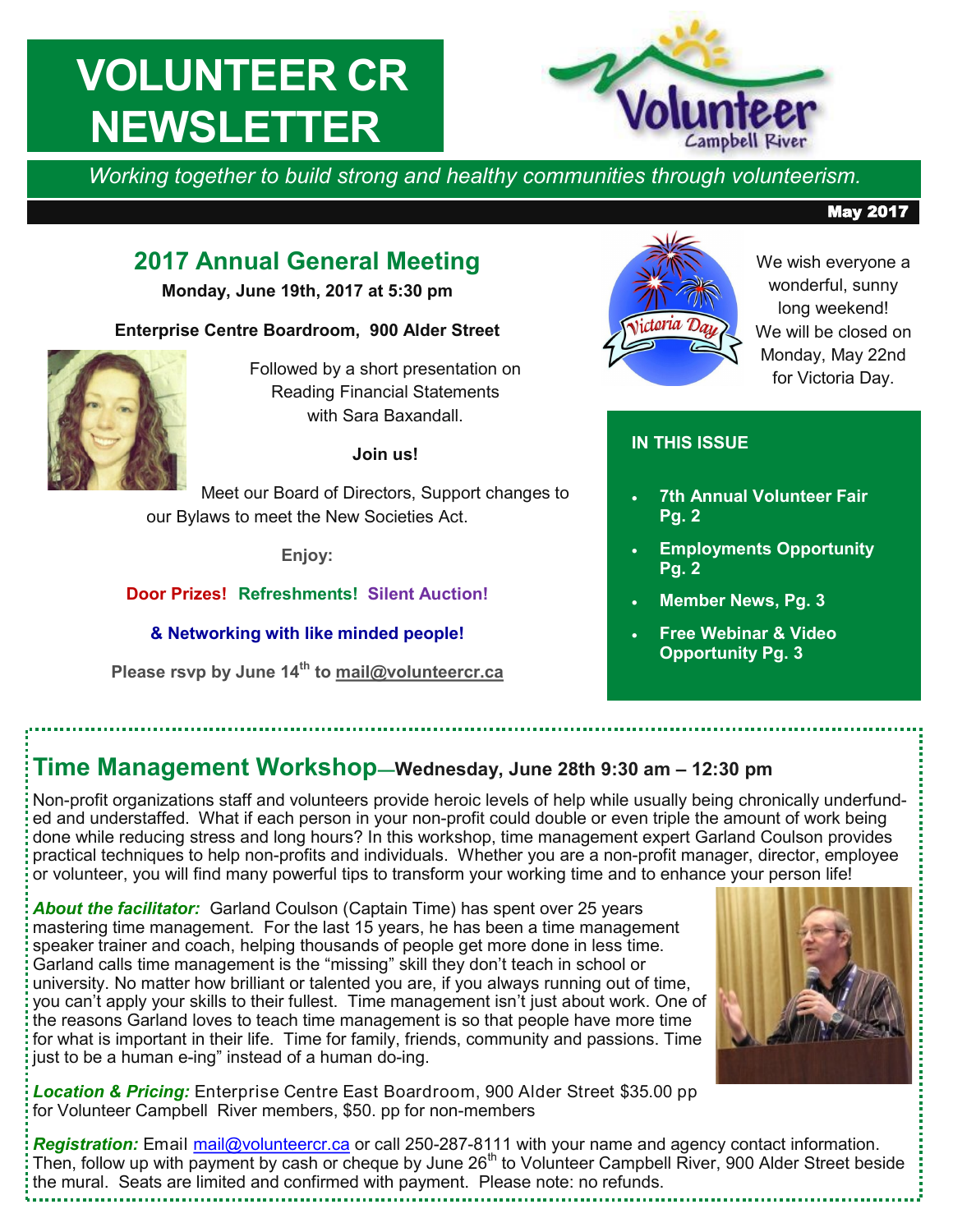# VOLUNTEER CR NEWSLETTER

*Working together to build strong and healthy communities through volunteerism.*

**May 2017**

## 2017 Annual General Meeting

**Monday, June 19th, 2017 at 5:30 pm**

**Enterprise Centre Boardroom, 900 Alder Street**

Followed by a short presentation on Reading Financial Statements with Sara Baxandall.

**Join us!**

Meet our Board of Directors, Support changes to our Bylaws to meet the New Societies Act.

**Enjoy:**

**Door Prizes! Refreshments! Silent Auction!**

**& Networking with like minded people!**

**Please rsvp by June 14th to mail@volunteercr.ca**

We wish everyone a wonderful, sunny long weekend! We will be closed on Monday, May 22nd for Victoria Day.

### IN THIS ISSUE

- **7th Annual Volunteer Fair Pg. 2**
- **Employments Opportunity Pg. 2**
- **Member News, Pg. 3**
- **Free Webinar & Video Opportunity Pg. 3**

## Time Management Workshop—Wednesday, June 28th 9:30 am – 12:30 pm

Non-profit organizations staff and volunteers provide heroic levels of help while usually being chronically underfunded and understaffed. What if each person in your non-profit could double or even triple the amount of work being done while reducing stress and long hours? In this workshop, time management expert Garland Coulson provides practical techniques to help non-profits and individuals. Whether you are a non-profit manager, director, employee or volunteer, you will find many powerful tips to transform your working time and to enhance your person life!

***About the facilitator:*** Garland Coulson (Captain Time) has spent over 25 years mastering time management. For the last 15 years, he has been a time management speaker trainer and coach, helping thousands of people get more done in less time. Garland calls time management is the "missing" skill they don't teach in school or university. No matter how brilliant or talented you are, if you always running out of time, you can't apply your skills to their fullest. Time management isn't just about work. One of the reasons Garland loves to teach time management is so that people have more time for what is important in their life. Time for family, friends, community and passions. Time just to be a human e-ing" instead of a human do-ing.

***Location & Pricing:*** Enterprise Centre East Boardroom, 900 Alder Street $35.00 pp for Volunteer Campbell River members, $50. pp for non-members

***Registration:*** Email mail@volunteercr.ca or call 250-287-8111 with your name and agency contact information. Then, follow up with payment by cash or cheque by June 26th to Volunteer Campbell River, 900 Alder Street beside the mural. Seats are limited and confirmed with payment. Please note: no refunds.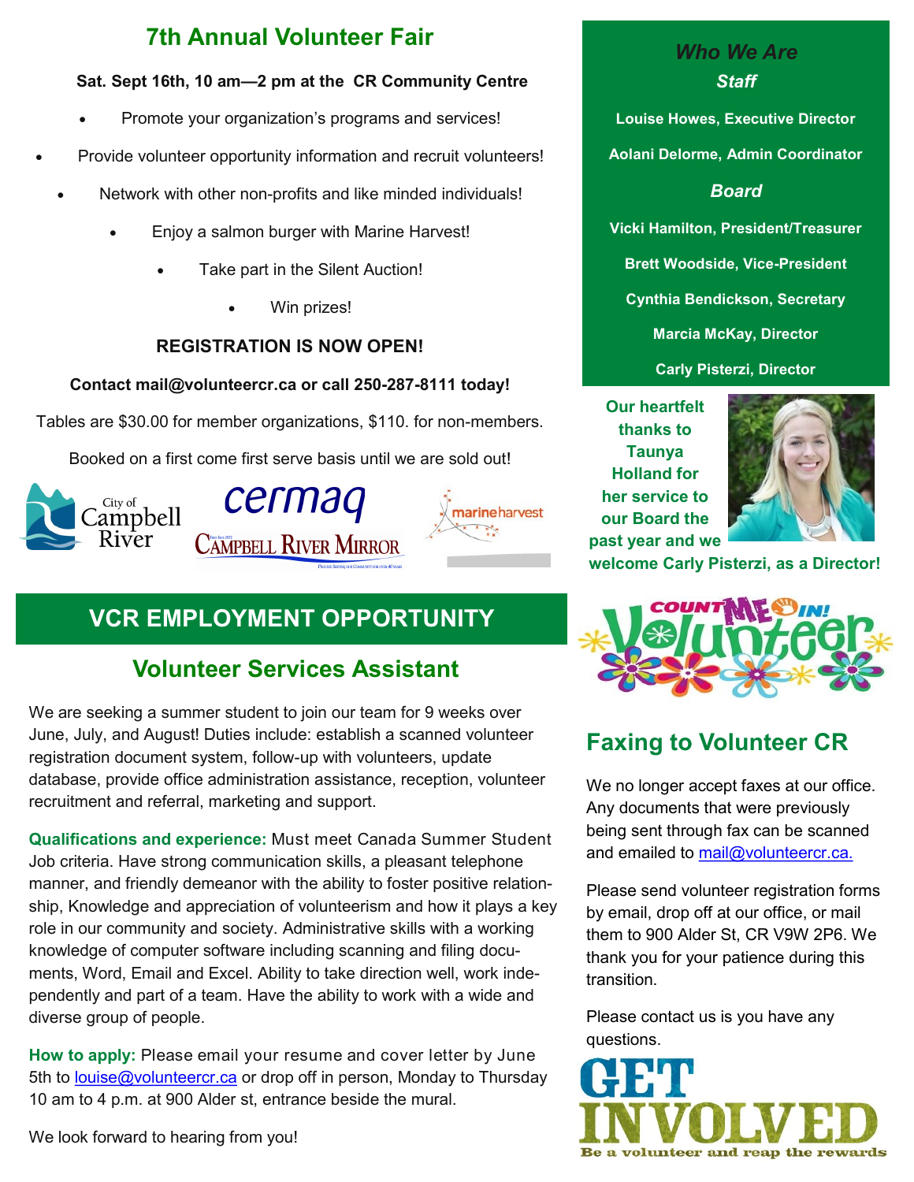## 7th Annual Volunteer Fair

**Sat. Sept 16th, 10 am—2 pm at the CR Community Centre**

- Promote your organization's programs and services!
- Provide volunteer opportunity information and recruit volunteers!
- Network with other non-profits and like minded individuals!
- Enjoy a salmon burger with Marine Harvest!
- Take part in the Silent Auction!
- Win prizes!

**REGISTRATION IS NOW OPEN!**

**Contact mail@volunteercr.ca or call 250-287-8111 today!**

Tables are $30.00 for member organizations, $110. for non-members.

Booked on a first come first serve basis until we are sold out!

City of Campbell River | cermaq | Campbell River Mirror | marineharvest

## VCR EMPLOYMENT OPPORTUNITY

### Volunteer Services Assistant

We are seeking a summer student to join our team for 9 weeks over June, July, and August! Duties include: establish a scanned volunteer registration document system, follow-up with volunteers, update database, provide office administration assistance, reception, volunteer recruitment and referral, marketing and support.

**Qualifications and experience:** Must meet Canada Summer Student Job criteria. Have strong communication skills, a pleasant telephone manner, and friendly demeanor with the ability to foster positive relationship, Knowledge and appreciation of volunteerism and how it plays a key role in our community and society. Administrative skills with a working knowledge of computer software including scanning and filing documents, Word, Email and Excel. Ability to take direction well, work independently and part of a team. Have the ability to work with a wide and diverse group of people.

**How to apply:** Please email your resume and cover letter by June 5th to louise@volunteercr.ca or drop off in person, Monday to Thursday 10 am to 4 p.m. at 900 Alder st, entrance beside the mural.

We look forward to hearing from you!

### *Who We Are*

***Staff***

**Louise Howes, Executive Director**

**Aolani Delorme, Admin Coordinator**

***Board***

**Vicki Hamilton, President/Treasurer**

**Brett Woodside, Vice-President**

**Cynthia Bendickson, Secretary**

**Marcia McKay, Director**

**Carly Pisterzi, Director**

**Our heartfelt thanks to Taunya Holland for her service to our Board the past year and we welcome Carly Pisterzi, as a Director!**

COUNT ME IN! Volunteer

## Faxing to Volunteer CR

We no longer accept faxes at our office. Any documents that were previously being sent through fax can be scanned and emailed to mail@volunteercr.ca.

Please send volunteer registration forms by email, drop off at our office, or mail them to 900 Alder St, CR V9W 2P6. We thank you for your patience during this transition.

Please contact us is you have any questions.

GET INVOLVED
Be a volunteer and reap the rewards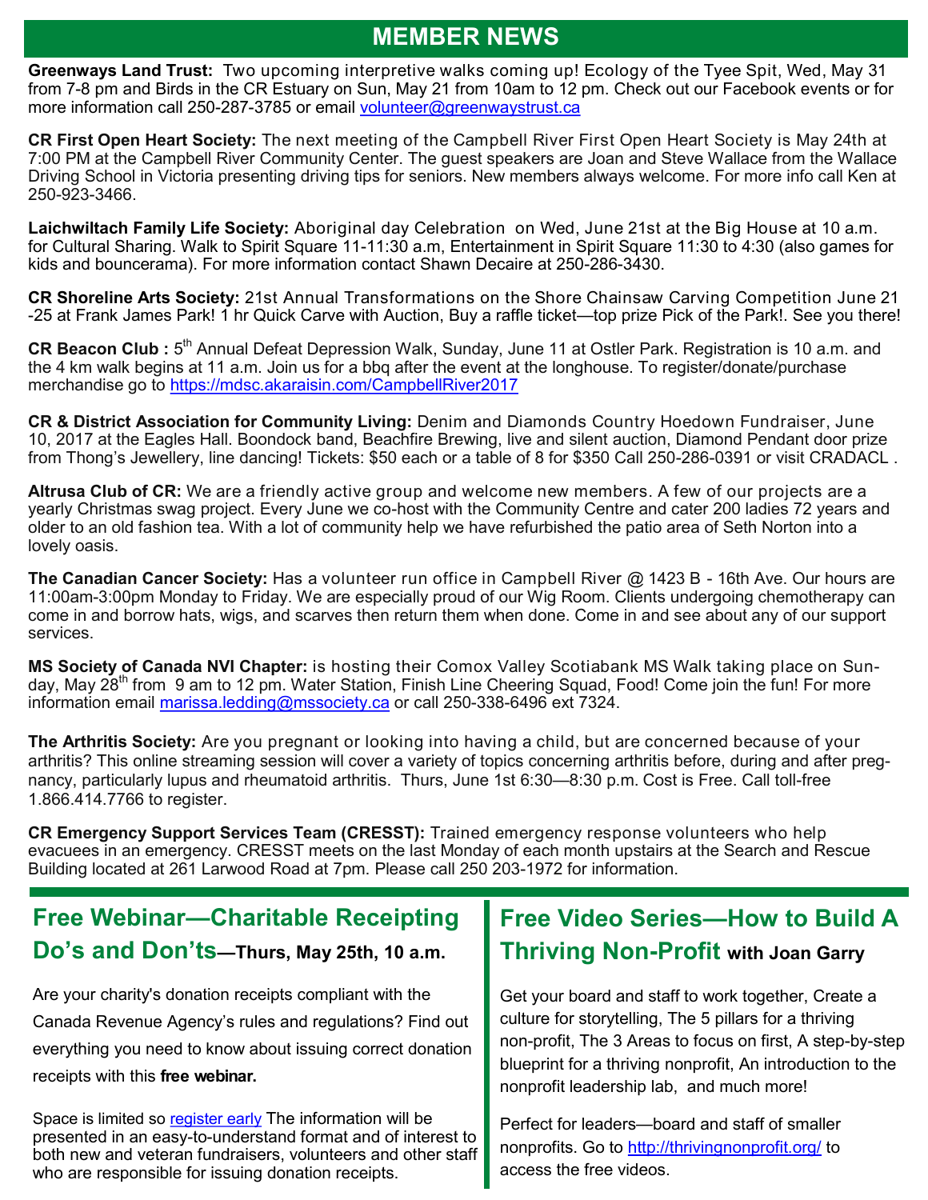## MEMBER NEWS

**Greenways Land Trust:** Two upcoming interpretive walks coming up! Ecology of the Tyee Spit, Wed, May 31 from 7-8 pm and Birds in the CR Estuary on Sun, May 21 from 10am to 12 pm. Check out our Facebook events or for more information call 250-287-3785 or email volunteer@greenwaystrust.ca

**CR First Open Heart Society:** The next meeting of the Campbell River First Open Heart Society is May 24th at 7:00 PM at the Campbell River Community Center. The guest speakers are Joan and Steve Wallace from the Wallace Driving School in Victoria presenting driving tips for seniors. New members always welcome. For more info call Ken at 250-923-3466.

**Laichwiltach Family Life Society:** Aboriginal day Celebration on Wed, June 21st at the Big House at 10 a.m. for Cultural Sharing. Walk to Spirit Square 11-11:30 a.m, Entertainment in Spirit Square 11:30 to 4:30 (also games for kids and bouncerama). For more information contact Shawn Decaire at 250-286-3430.

**CR Shoreline Arts Society:** 21st Annual Transformations on the Shore Chainsaw Carving Competition June 21 -25 at Frank James Park! 1 hr Quick Carve with Auction, Buy a raffle ticket—top prize Pick of the Park!. See you there!

**CR Beacon Club :** 5th Annual Defeat Depression Walk, Sunday, June 11 at Ostler Park. Registration is 10 a.m. and the 4 km walk begins at 11 a.m. Join us for a bbq after the event at the longhouse. To register/donate/purchase merchandise go to https://mdsc.akaraisin.com/CampbellRiver2017

**CR & District Association for Community Living:** Denim and Diamonds Country Hoedown Fundraiser, June 10, 2017 at the Eagles Hall. Boondock band, Beachfire Brewing, live and silent auction, Diamond Pendant door prize from Thong's Jewellery, line dancing! Tickets: $50 each or a table of 8 for $350 Call 250-286-0391 or visit CRADACL .

**Altrusa Club of CR:** We are a friendly active group and welcome new members. A few of our projects are a yearly Christmas swag project. Every June we co-host with the Community Centre and cater 200 ladies 72 years and older to an old fashion tea. With a lot of community help we have refurbished the patio area of Seth Norton into a lovely oasis.

**The Canadian Cancer Society:** Has a volunteer run office in Campbell River @ 1423 B - 16th Ave. Our hours are 11:00am-3:00pm Monday to Friday. We are especially proud of our Wig Room. Clients undergoing chemotherapy can come in and borrow hats, wigs, and scarves then return them when done. Come in and see about any of our support services.

**MS Society of Canada NVI Chapter:** is hosting their Comox Valley Scotiabank MS Walk taking place on Sunday, May 28th from 9 am to 12 pm. Water Station, Finish Line Cheering Squad, Food! Come join the fun! For more information email marissa.ledding@mssociety.ca or call 250-338-6496 ext 7324.

**The Arthritis Society:** Are you pregnant or looking into having a child, but are concerned because of your arthritis? This online streaming session will cover a variety of topics concerning arthritis before, during and after pregnancy, particularly lupus and rheumatoid arthritis. Thurs, June 1st 6:30—8:30 p.m. Cost is Free. Call toll-free 1.866.414.7766 to register.

**CR Emergency Support Services Team (CRESST):** Trained emergency response volunteers who help evacuees in an emergency. CRESST meets on the last Monday of each month upstairs at the Search and Rescue Building located at 261 Larwood Road at 7pm. Please call 250 203-1972 for information.

## Free Webinar—Charitable Receipting Do's and Don'ts—Thurs, May 25th, 10 a.m.

Are your charity's donation receipts compliant with the Canada Revenue Agency's rules and regulations? Find out everything you need to know about issuing correct donation receipts with this **free webinar.**

Space is limited so register early The information will be presented in an easy-to-understand format and of interest to both new and veteran fundraisers, volunteers and other staff who are responsible for issuing donation receipts.

## Free Video Series—How to Build A Thriving Non-Profit with Joan Garry

Get your board and staff to work together, Create a culture for storytelling, The 5 pillars for a thriving non-profit, The 3 Areas to focus on first, A step-by-step blueprint for a thriving nonprofit, An introduction to the nonprofit leadership lab, and much more!

Perfect for leaders—board and staff of smaller nonprofits. Go to http://thrivingnonprofit.org/ to access the free videos.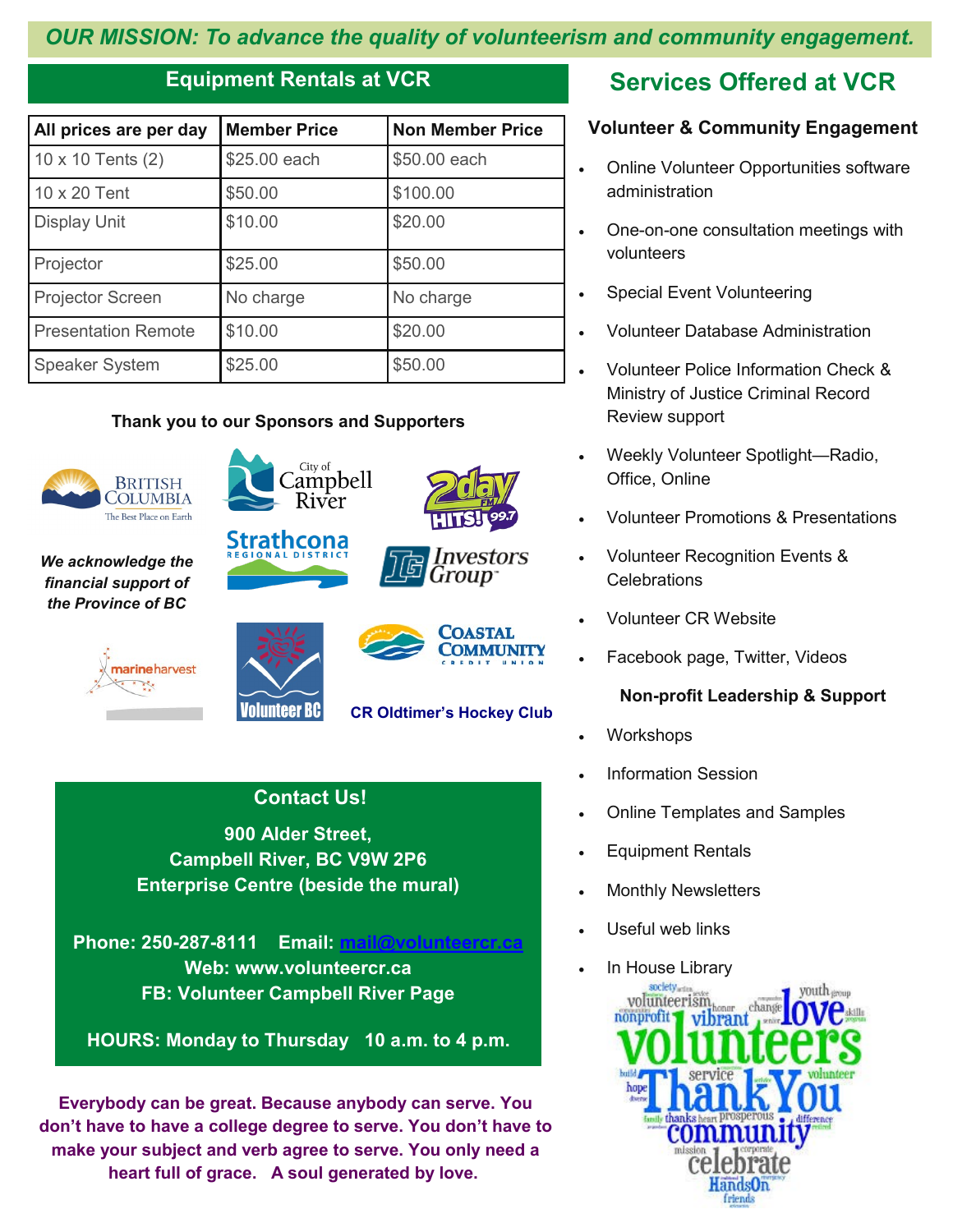**OUR MISSION: To advance the quality of volunteerism and community engagement.**

## Equipment Rentals at VCR

| All prices are per day | Member Price | Non Member Price |
|---|---|---|
| 10 x 10 Tents (2) | $25.00 each | $50.00 each |
| 10 x 20 Tent | $50.00 | $100.00 |
| Display Unit | $10.00 | $20.00 |
| Projector | $25.00 | $50.00 |
| Projector Screen | No charge | No charge |
| Presentation Remote | $10.00 | $20.00 |
| Speaker System | $25.00 | $50.00 |

**Thank you to our Sponsors and Supporters**

British Columbia — The Best Place on Earth

City of Campbell River

2day FM HITS! 99.7

Strathcona Regional District

Investors Group

***We acknowledge the financial support of the Province of BC***

marineharvest

Volunteer BC

Coastal Community Credit Union

**CR Oldtimer's Hockey Club**

### Contact Us!

**900 Alder Street,**
**Campbell River, BC V9W 2P6**
**Enterprise Centre (beside the mural)**

**Phone: 250-287-8111 Email: mail@volunteercr.ca**
**Web: www.volunteercr.ca**
**FB: Volunteer Campbell River Page**

**HOURS: Monday to Thursday 10 a.m. to 4 p.m.**

**Everybody can be great. Because anybody can serve. You don't have to have a college degree to serve. You don't have to make your subject and verb agree to serve. You only need a heart full of grace. A soul generated by love.**

## Services Offered at VCR

**Volunteer & Community Engagement**

- Online Volunteer Opportunities software administration
- One-on-one consultation meetings with volunteers
- Special Event Volunteering
- Volunteer Database Administration
- Volunteer Police Information Check & Ministry of Justice Criminal Record Review support
- Weekly Volunteer Spotlight—Radio, Office, Online
- Volunteer Promotions & Presentations
- Volunteer Recognition Events & Celebrations
- Volunteer CR Website
- Facebook page, Twitter, Videos

**Non-profit Leadership & Support**

- Workshops
- Information Session
- Online Templates and Samples
- Equipment Rentals
- Monthly Newsletters
- Useful web links
- In House Library